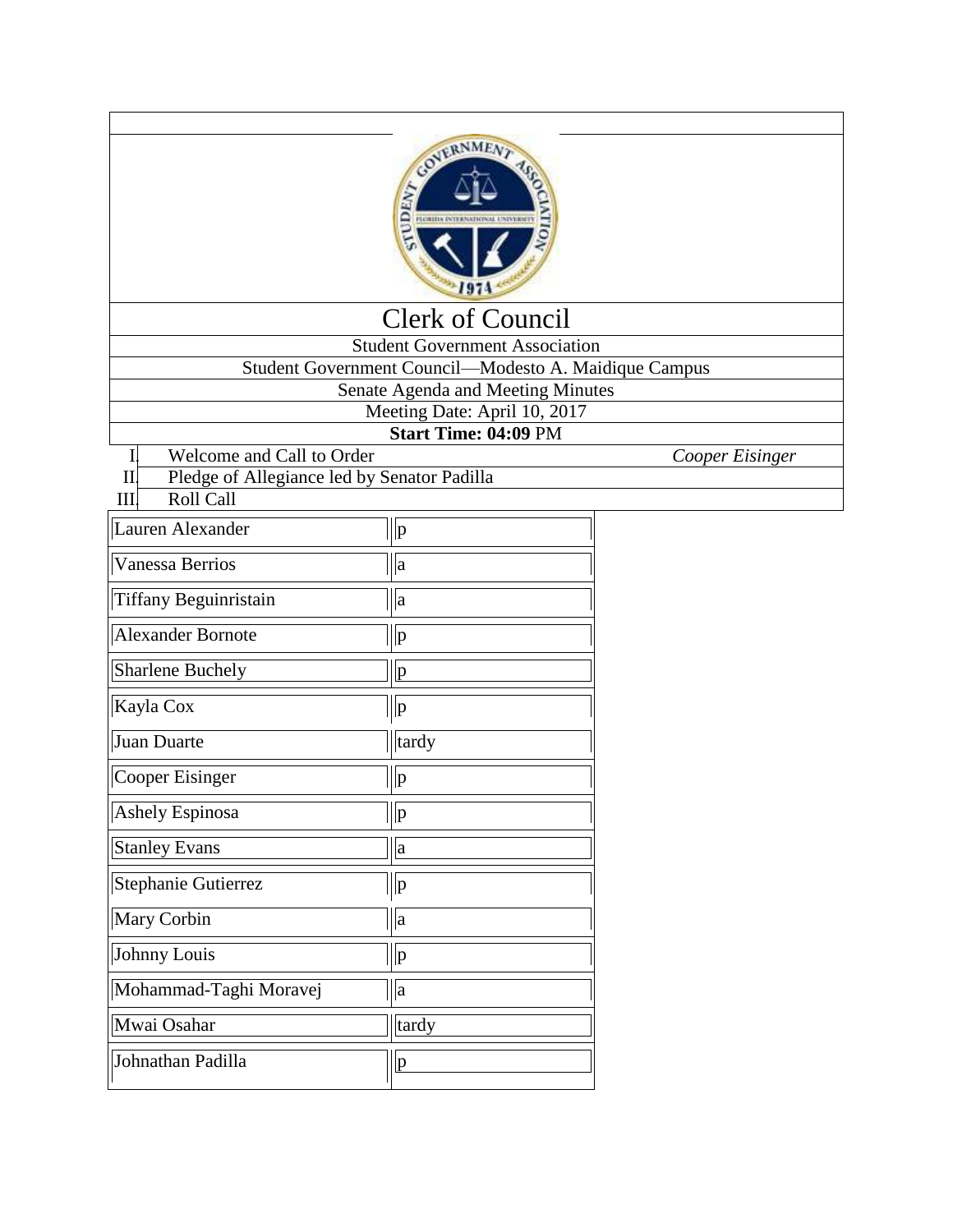# Clerk of Council

Student Government Association

Student Government Council—Modesto A. Maidique Campus

Senate Agenda and Meeting Minutes

Meeting Date: April 10, 2017

**Start Time: 04:09** PM

I. Welcome and Call to Order *Cooper Eisinger*

II. Pledge of Allegiance led by Senator Padilla

III. Roll Call

| Name | Status |
|---|---|
| Lauren Alexander | p |
| Vanessa Berrios | a |
| Tiffany Beguinristain | a |
| Alexander Bornote | p |
| Sharlene Buchely | p |
| Kayla Cox | p |
| Juan Duarte | tardy |
| Cooper Eisinger | p |
| Ashely Espinosa | p |
| Stanley Evans | a |
| Stephanie Gutierrez | p |
| Mary Corbin | a |
| Johnny Louis | p |
| Mohammad-Taghi Moravej | a |
| Mwai Osahar | tardy |
| Johnathan Padilla | p |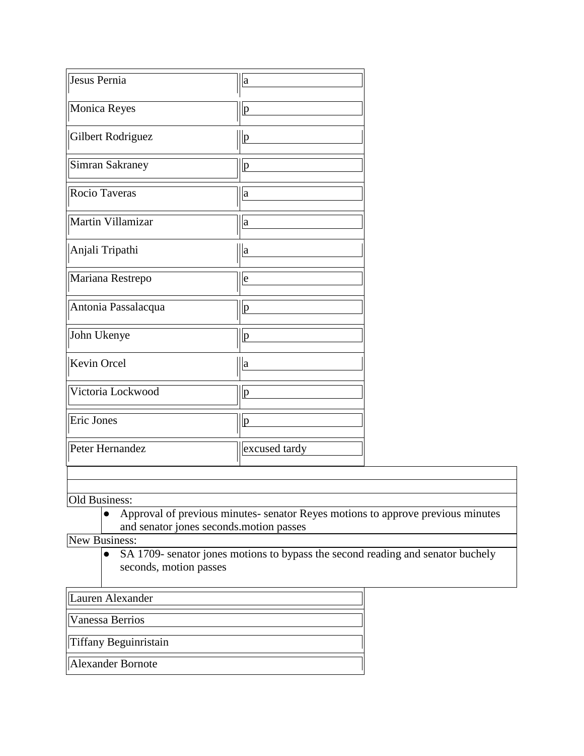| | |
|---|---|
| Jesus Pernia | a |
| Monica Reyes | p |
| Gilbert Rodriguez | p |
| Simran Sakraney | p |
| Rocio Taveras | a |
| Martin Villamizar | a |
| Anjali Tripathi | a |
| Mariana Restrepo | e |
| Antonia Passalacqua | p |
| John Ukenye | p |
| Kevin Orcel | a |
| Victoria Lockwood | p |
| Eric Jones | p |
| Peter Hernandez | excused tardy |

Old Business:

- Approval of previous minutes- senator Reyes motions to approve previous minutes and senator jones seconds.motion passes

New Business:

- SA 1709- senator jones motions to bypass the second reading and senator buchely seconds, motion passes

| |
|---|
| Lauren Alexander |
| Vanessa Berrios |
| Tiffany Beguinristain |
| Alexander Bornote |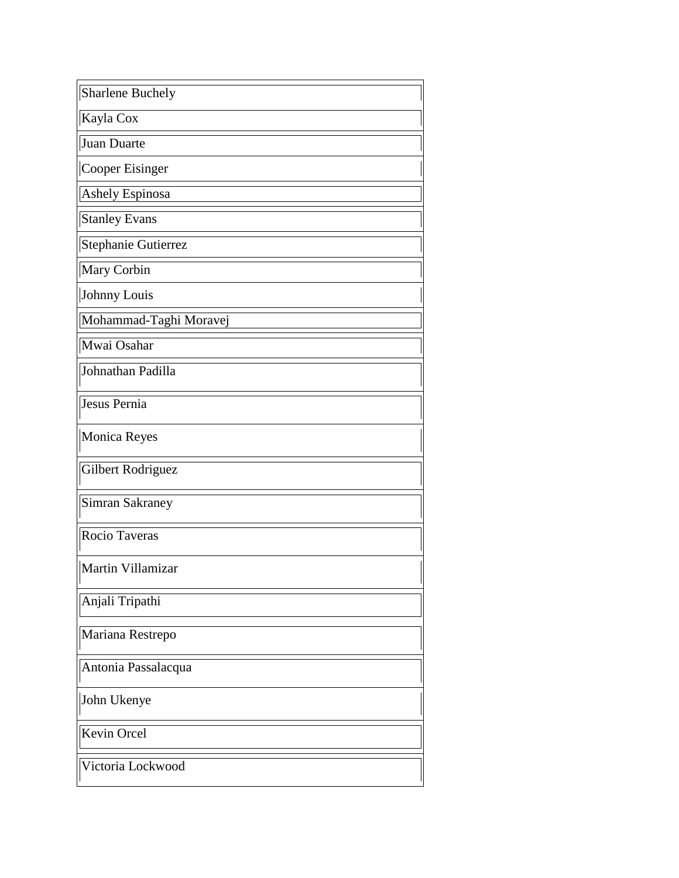| Sharlene Buchely |
|---|
| Kayla Cox |
| Juan Duarte |
| Cooper Eisinger |
| Ashely Espinosa |
| Stanley Evans |
| Stephanie Gutierrez |
| Mary Corbin |
| Johnny Louis |
| Mohammad-Taghi Moravej |
| Mwai Osahar |
| Johnathan Padilla |
| Jesus Pernia |
| Monica Reyes |
| Gilbert Rodriguez |
| Simran Sakraney |
| Rocio Taveras |
| Martin Villamizar |
| Anjali Tripathi |
| Mariana Restrepo |
| Antonia Passalacqua |
| John Ukenye |
| Kevin Orcel |
| Victoria Lockwood |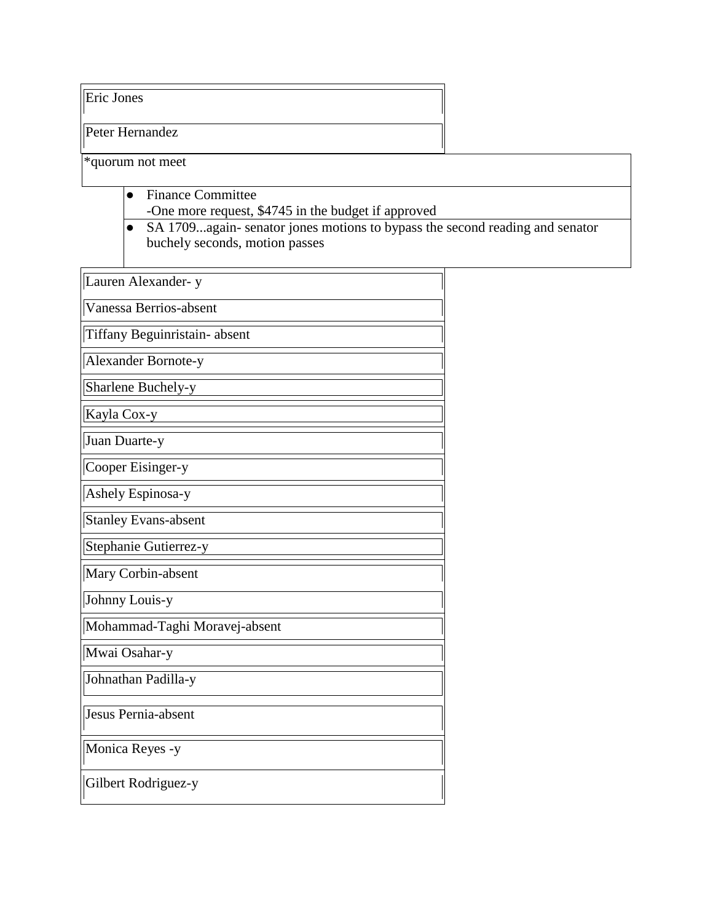| Eric Jones |
| --- |
| Peter Hernandez |

*quorum not meet

- Finance Committee
  -One more request, $4745 in the budget if approved
- SA 1709...again- senator jones motions to bypass the second reading and senator buchely seconds, motion passes

| Lauren Alexander- y |
| --- |
| Vanessa Berrios-absent |
| Tiffany Beguinristain- absent |
| Alexander Bornote-y |
| Sharlene Buchely-y |
| Kayla Cox-y |
| Juan Duarte-y |
| Cooper Eisinger-y |
| Ashely Espinosa-y |
| Stanley Evans-absent |
| Stephanie Gutierrez-y |
| Mary Corbin-absent |
| Johnny Louis-y |
| Mohammad-Taghi Moravej-absent |
| Mwai Osahar-y |
| Johnathan Padilla-y |
| Jesus Pernia-absent |
| Monica Reyes -y |
| Gilbert Rodriguez-y |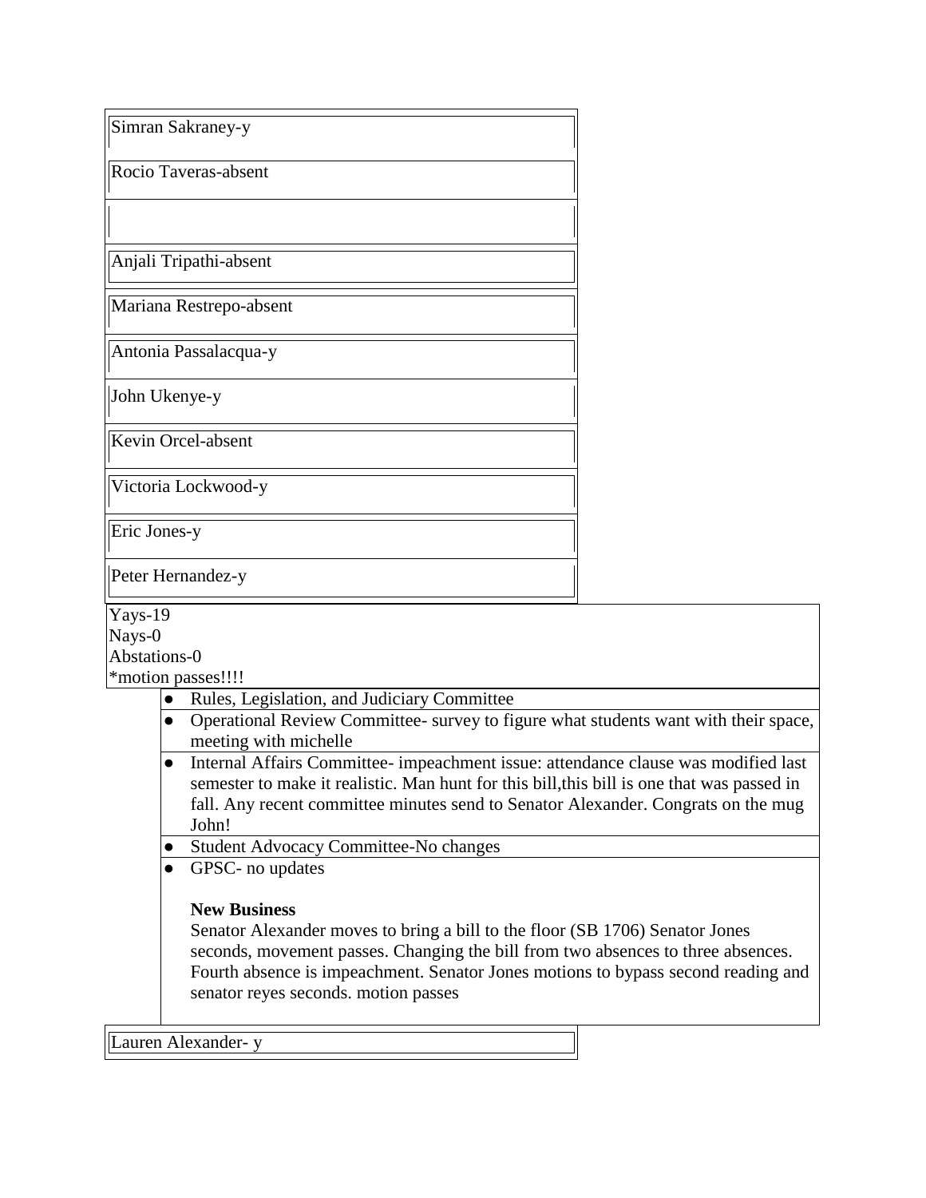| Simran Sakraney-y |
|---|
| Rocio Taveras-absent |
| |
| Anjali Tripathi-absent |
| Mariana Restrepo-absent |
| Antonia Passalacqua-y |
| John Ukenye-y |
| Kevin Orcel-absent |
| Victoria Lockwood-y |
| Eric Jones-y |
| Peter Hernandez-y |

Yays-19
Nays-0
Abstations-0
*motion passes!!!!

- Rules, Legislation, and Judiciary Committee
- Operational Review Committee- survey to figure what students want with their space, meeting with michelle
- Internal Affairs Committee- impeachment issue: attendance clause was modified last semester to make it realistic. Man hunt for this bill,this bill is one that was passed in fall. Any recent committee minutes send to Senator Alexander. Congrats on the mug John!
- Student Advocacy Committee-No changes
- GPSC- no updates

**New Business**

Senator Alexander moves to bring a bill to the floor (SB 1706) Senator Jones seconds, movement passes. Changing the bill from two absences to three absences. Fourth absence is impeachment. Senator Jones motions to bypass second reading and senator reyes seconds. motion passes

| Lauren Alexander- y |
|---|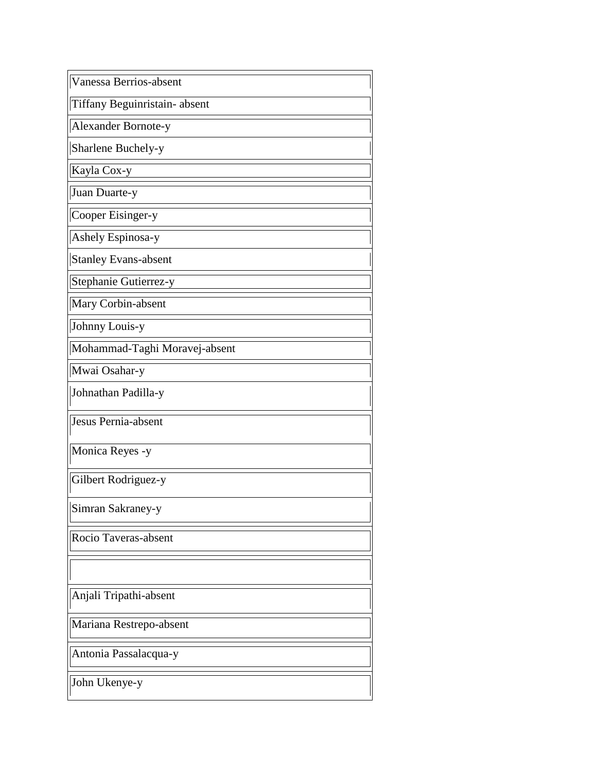| Vanessa Berrios-absent |
| --- |
| Tiffany Beguinristain- absent |
| Alexander Bornote-y |
| Sharlene Buchely-y |
| Kayla Cox-y |
| Juan Duarte-y |
| Cooper Eisinger-y |
| Ashely Espinosa-y |
| Stanley Evans-absent |
| Stephanie Gutierrez-y |
| Mary Corbin-absent |
| Johnny Louis-y |
| Mohammad-Taghi Moravej-absent |
| Mwai Osahar-y |
| Johnathan Padilla-y |
| Jesus Pernia-absent |
| Monica Reyes -y |
| Gilbert Rodriguez-y |
| Simran Sakraney-y |
| Rocio Taveras-absent |
| |
| Anjali Tripathi-absent |
| Mariana Restrepo-absent |
| Antonia Passalacqua-y |
| John Ukenye-y |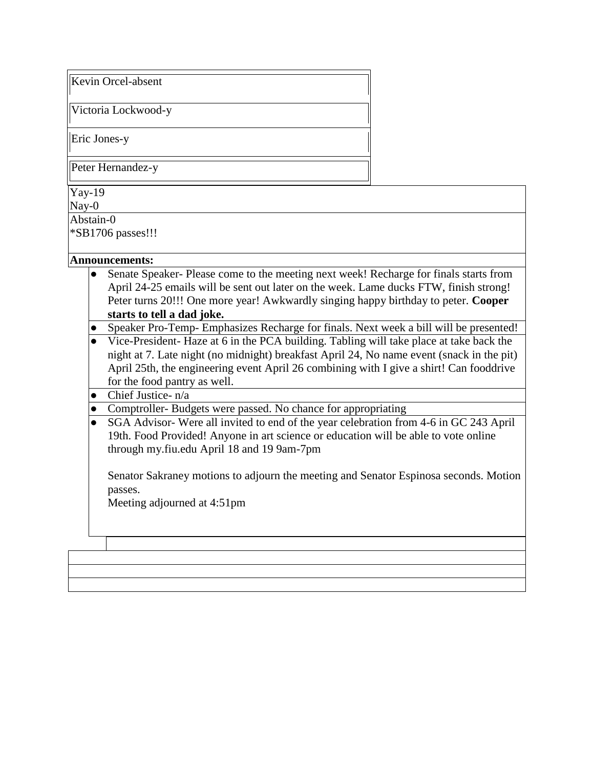| |
|---|
| Kevin Orcel-absent |
| Victoria Lockwood-y |
| Eric Jones-y |
| Peter Hernandez-y |

Yay-19
Nay-0
Abstain-0
*SB1706 passes!!!

**Announcements:**

- Senate Speaker- Please come to the meeting next week! Recharge for finals starts from April 24-25 emails will be sent out later on the week. Lame ducks FTW, finish strong! Peter turns 20!!! One more year! Awkwardly singing happy birthday to peter. **Cooper starts to tell a dad joke.**
- Speaker Pro-Temp- Emphasizes Recharge for finals. Next week a bill will be presented!
- Vice-President- Haze at 6 in the PCA building. Tabling will take place at take back the night at 7. Late night (no midnight) breakfast April 24, No name event (snack in the pit) April 25th, the engineering event April 26 combining with I give a shirt! Can fooddrive for the food pantry as well.
- Chief Justice- n/a
- Comptroller- Budgets were passed. No chance for appropriating
- SGA Advisor- Were all invited to end of the year celebration from 4-6 in GC 243 April 19th. Food Provided! Anyone in art science or education will be able to vote online through my.fiu.edu April 18 and 19 9am-7pm

  Senator Sakraney motions to adjourn the meeting and Senator Espinosa seconds. Motion passes.
  Meeting adjourned at 4:51pm